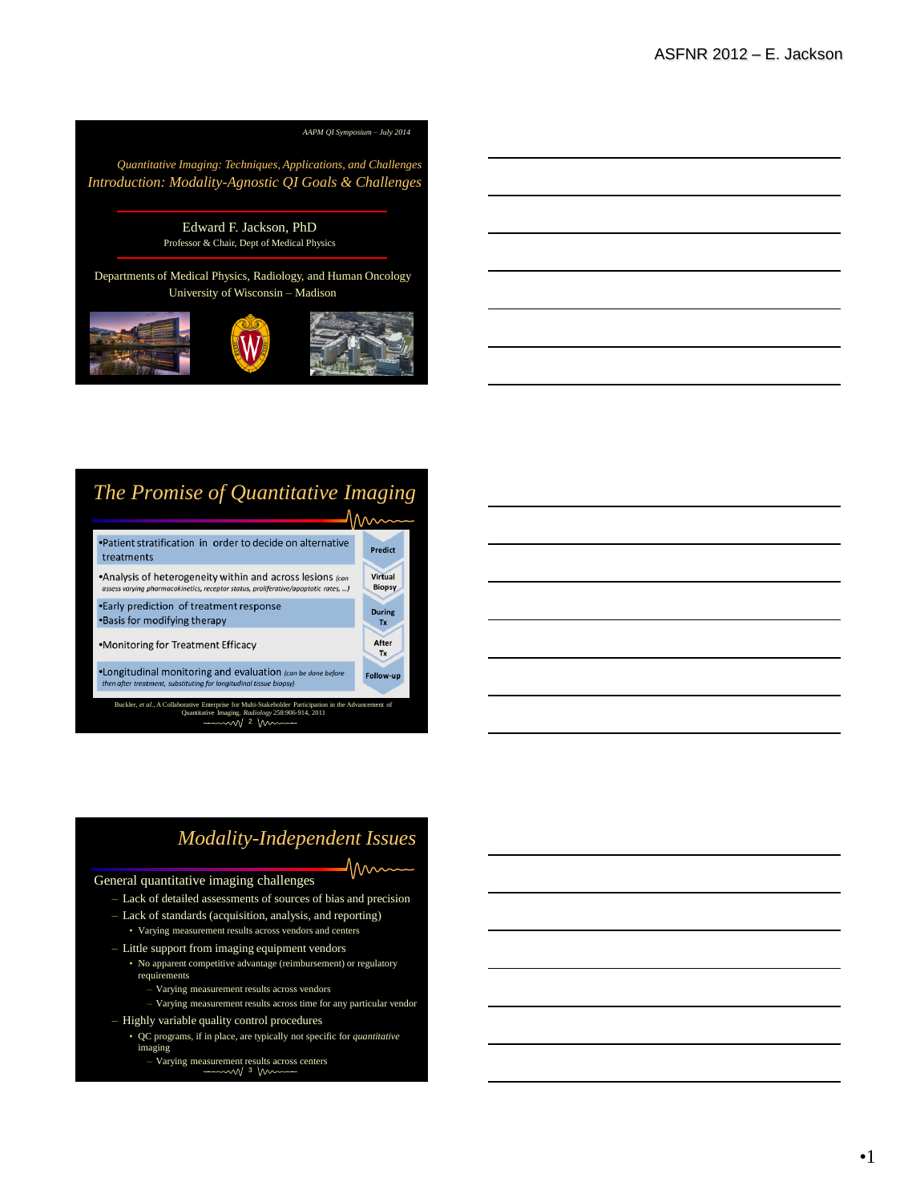AAPM QI Symposium – July 2014

*Quantitative Imaging: Techniques, Applications, and Challenges*

# *Introduction: Modality-Agnostic QI Goals & Challenges*

Edward F. Jackson, PhD
Professor & Chair, Dept of Medical Physics

Departments of Medical Physics, Radiology, and Human Oncology
University of Wisconsin – Madison

# *The Promise of Quantitative Imaging*

| | |
|---|---|
| •Patient stratification in order to decide on alternative treatments | Predict |
| •Analysis of heterogeneity within and across lesions *(can assess varying pharmacokinetics, receptor status, proliferative/apoptotic rates, …)* | Virtual Biopsy |
| •Early prediction of treatment response<br>•Basis for modifying therapy | During Tx |
| •Monitoring for Treatment Efficacy | After Tx |
| •Longitudinal monitoring and evaluation *(can be done before then after treatment, substituting for longitudinal tissue biopsy)* | Follow-up |

Buckler, *et al.*, A Collaborative Enterprise for Multi-Stakeholder Participation in the Advancement of Quantitative Imaging, *Radiology* 258:906-914, 2011

# *Modality-Independent Issues*

General quantitative imaging challenges

- Lack of detailed assessments of sources of bias and precision
- Lack of standards (acquisition, analysis, and reporting)
  - Varying measurement results across vendors and centers
- Little support from imaging equipment vendors
  - No apparent competitive advantage (reimbursement) or regulatory requirements
    - Varying measurement results across vendors
    - Varying measurement results across time for any particular vendor
- Highly variable quality control procedures
  - QC programs, if in place, are typically not specific for *quantitative* imaging
    - Varying measurement results across centers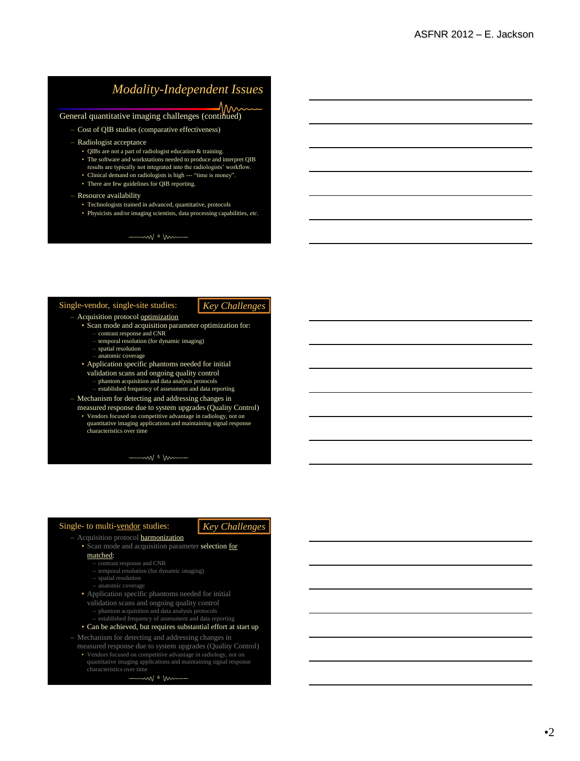## Modality-Independent Issues

General quantitative imaging challenges (continued)

- Cost of QIB studies (comparative effectiveness)
- Radiologist acceptance
  - QIBs are not a part of radiologist education & training.
  - The software and workstations needed to produce and interpret QIB results are typically not integrated into the radiologists' workflow.
  - Clinical demand on radiologists is high --- "time is money".
  - There are few guidelines for QIB reporting.
- Resource availability
  - Technologists trained in advanced, quantitative, protocols
  - Physicists and/or imaging scientists, data processing capabilities, *etc.*

---

## Single-vendor, single-site studies: *Key Challenges*

- Acquisition protocol optimization
  - Scan mode and acquisition parameter optimization for:
    - contrast response and CNR
    - temporal resolution (for dynamic imaging)
    - spatial resolution
    - anatomic coverage
  - Application specific phantoms needed for initial validation scans and ongoing quality control
    - phantom acquisition and data analysis protocols
    - established frequency of assessment and data reporting
- Mechanism for detecting and addressing changes in measured response due to system upgrades (Quality Control)
  - Vendors focused on competitive advantage in radiology, not on quantitative imaging applications and maintaining signal response characteristics over time

---

## Single- to multi-vendor studies: *Key Challenges*

- Acquisition protocol harmonization
  - Scan mode and acquisition parameter selection for matched:
    - contrast response and CNR
    - temporal resolution (for dynamic imaging)
    - spatial resolution
    - anatomic coverage
  - Application specific phantoms needed for initial validation scans and ongoing quality control
    - phantom acquisition and data analysis protocols
    - established frequency of assessment and data reporting
  - Can be achieved, but requires substantial effort at start up
- Mechanism for detecting and addressing changes in measured response due to system upgrades (Quality Control)
  - Vendors focused on competitive advantage in radiology, not on quantitative imaging applications and maintaining signal response characteristics over time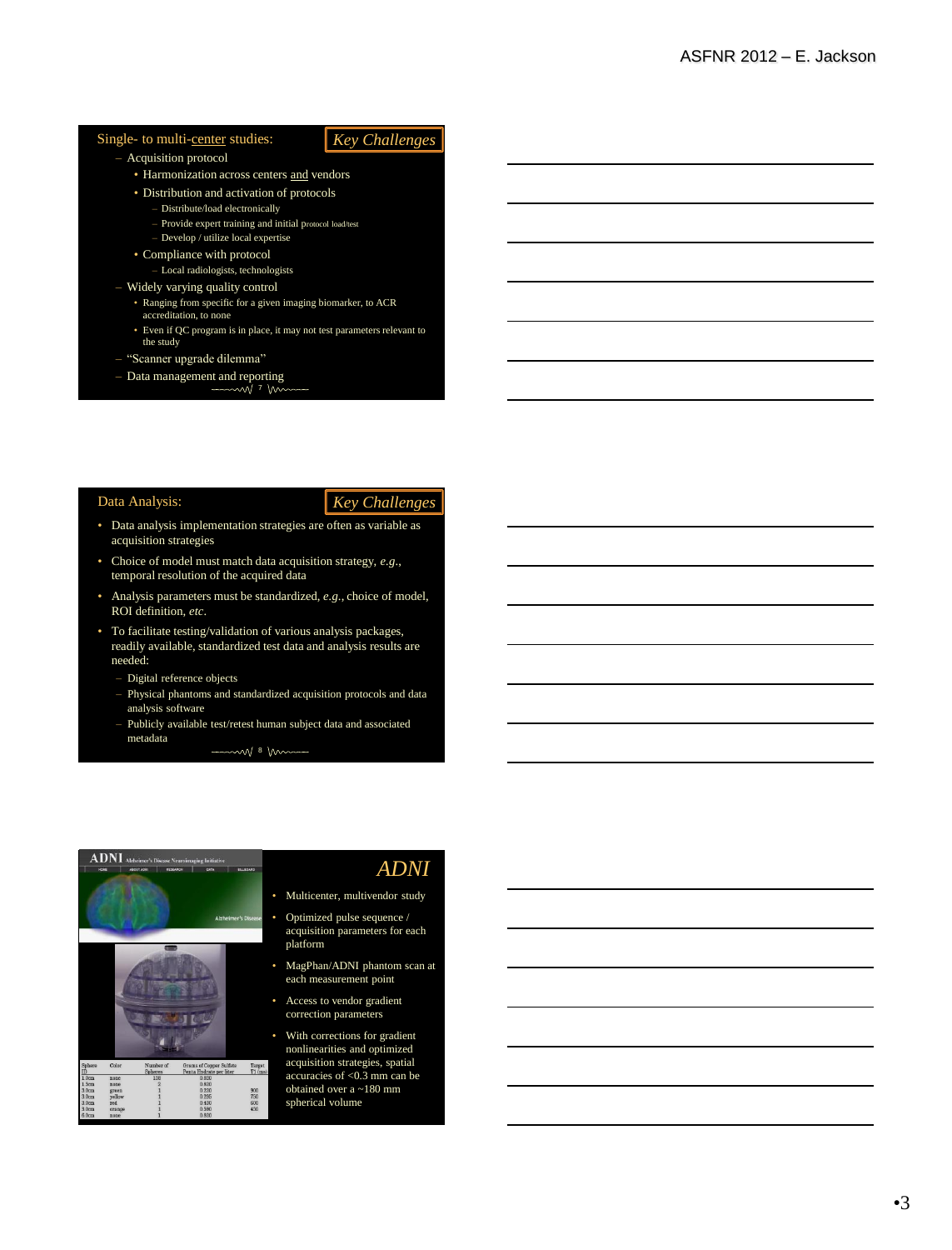## Single- to multi-center studies: *Key Challenges*

- Acquisition protocol
  - Harmonization across centers and vendors
  - Distribution and activation of protocols
    - Distribute/load electronically
    - Provide expert training and initial protocol load/test
    - Develop / utilize local expertise
  - Compliance with protocol
    - Local radiologists, technologists
- Widely varying quality control
  - Ranging from specific for a given imaging biomarker, to ACR accreditation, to none
  - Even if QC program is in place, it may not test parameters relevant to the study
- "Scanner upgrade dilemma"
- Data management and reporting

## Data Analysis: *Key Challenges*

- Data analysis implementation strategies are often as variable as acquisition strategies
- Choice of model must match data acquisition strategy, *e.g.*, temporal resolution of the acquired data
- Analysis parameters must be standardized, *e.g.*, choice of model, ROI definition, *etc*.
- To facilitate testing/validation of various analysis packages, readily available, standardized test data and analysis results are needed:
  - Digital reference objects
  - Physical phantoms and standardized acquisition protocols and data analysis software
  - Publicly available test/retest human subject data and associated metadata

## *ADNI*

| Sphere ID | Color | Number of Spheres | Grams of Copper Sulfate Penta Hydrate per liter | Target T1 (ms) |
|---|---|---|---|---|
| 1.0cm | none | 158 | 0.630 | |
| 1.5cm | none | 2 | 0.630 | |
| 3.0cm | green | 1 | 0.230 | 900 |
| 3.0cm | yellow | 1 | 0.295 | 750 |
| 3.0cm | red | 1 | 0.400 | 600 |
| 3.0cm | orange | 1 | 0.580 | 450 |
| 6.0cm | none | 1 | 0.630 | |

- Multicenter, multivendor study
- Optimized pulse sequence / acquisition parameters for each platform
- MagPhan/ADNI phantom scan at each measurement point
- Access to vendor gradient correction parameters
- With corrections for gradient nonlinearities and optimized acquisition strategies, spatial accuracies of <0.3 mm can be obtained over a ~180 mm spherical volume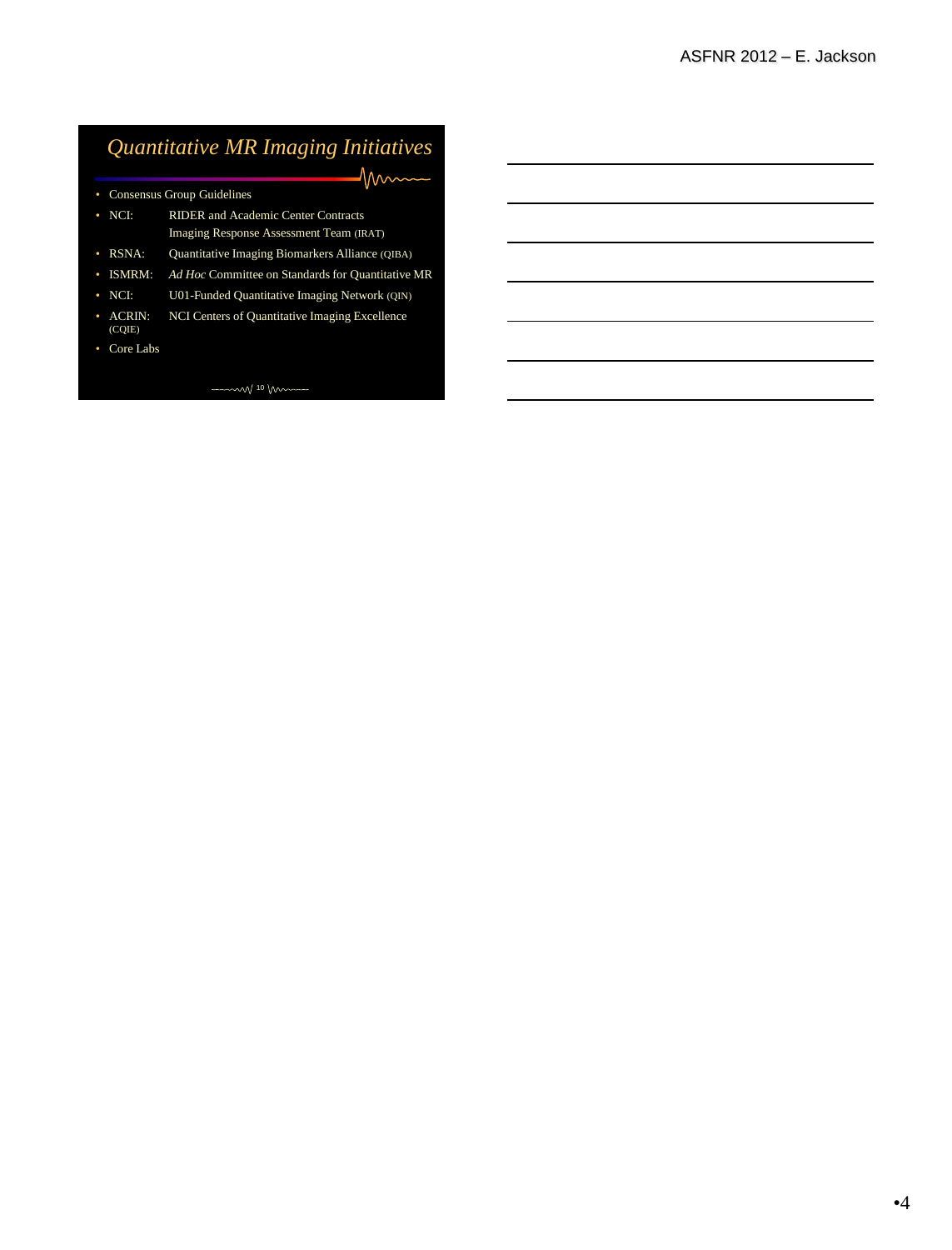## Quantitative MR Imaging Initiatives

- Consensus Group Guidelines
- NCI: RIDER and Academic Center Contracts
  Imaging Response Assessment Team (IRAT)
- RSNA: Quantitative Imaging Biomarkers Alliance (QIBA)
- ISMRM: *Ad Hoc* Committee on Standards for Quantitative MR
- NCI: U01-Funded Quantitative Imaging Network (QIN)
- ACRIN: NCI Centers of Quantitative Imaging Excellence (CQIE)
- Core Labs